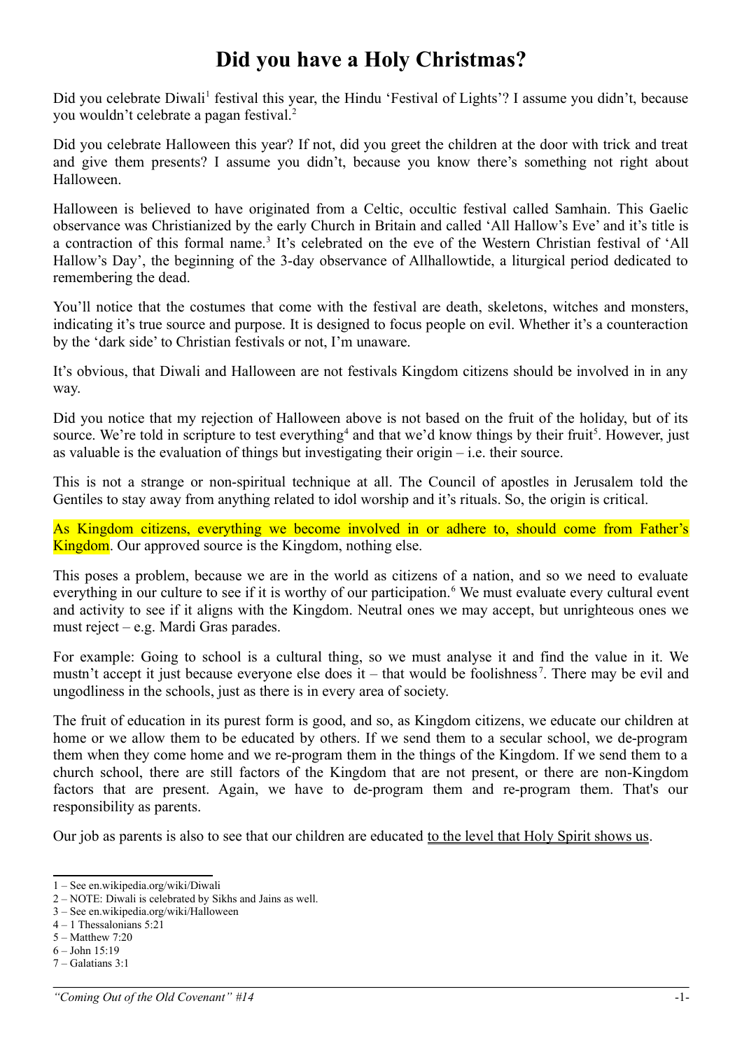# Did you have a Holy Christmas?

Did you celebrate Diwali[1] festival this year, the Hindu 'Festival of Lights'? I assume you didn't, because you wouldn't celebrate a pagan festival.[2]

Did you celebrate Halloween this year? If not, did you greet the children at the door with trick and treat and give them presents? I assume you didn't, because you know there's something not right about Halloween.

Halloween is believed to have originated from a Celtic, occultic festival called Samhain. This Gaelic observance was Christianized by the early Church in Britain and called 'All Hallow's Eve' and it's title is a contraction of this formal name.[3] It's celebrated on the eve of the Western Christian festival of 'All Hallow's Day', the beginning of the 3-day observance of Allhallowtide, a liturgical period dedicated to remembering the dead.

You'll notice that the costumes that come with the festival are death, skeletons, witches and monsters, indicating it's true source and purpose. It is designed to focus people on evil. Whether it's a counteraction by the 'dark side' to Christian festivals or not, I'm unaware.

It's obvious, that Diwali and Halloween are not festivals Kingdom citizens should be involved in in any way.

Did you notice that my rejection of Halloween above is not based on the fruit of the holiday, but of its source. We're told in scripture to test everything[4] and that we'd know things by their fruit[5]. However, just as valuable is the evaluation of things but investigating their origin – i.e. their source.

This is not a strange or non-spiritual technique at all. The Council of apostles in Jerusalem told the Gentiles to stay away from anything related to idol worship and it's rituals. So, the origin is critical.

As Kingdom citizens, everything we become involved in or adhere to, should come from Father's Kingdom. Our approved source is the Kingdom, nothing else.

This poses a problem, because we are in the world as citizens of a nation, and so we need to evaluate everything in our culture to see if it is worthy of our participation.[6] We must evaluate every cultural event and activity to see if it aligns with the Kingdom. Neutral ones we may accept, but unrighteous ones we must reject – e.g. Mardi Gras parades.

For example: Going to school is a cultural thing, so we must analyse it and find the value in it. We mustn't accept it just because everyone else does it – that would be foolishness[7]. There may be evil and ungodliness in the schools, just as there is in every area of society.

The fruit of education in its purest form is good, and so, as Kingdom citizens, we educate our children at home or we allow them to be educated by others. If we send them to a secular school, we de-program them when they come home and we re-program them in the things of the Kingdom. If we send them to a church school, there are still factors of the Kingdom that are not present, or there are non-Kingdom factors that are present. Again, we have to de-program them and re-program them. That's our responsibility as parents.

Our job as parents is also to see that our children are educated to the level that Holy Spirit shows us.

---

1 – See en.wikipedia.org/wiki/Diwali

2 – NOTE: Diwali is celebrated by Sikhs and Jains as well.

3 – See en.wikipedia.org/wiki/Halloween

4 – 1 Thessalonians 5:21

5 – Matthew 7:20

6 – John 15:19

7 – Galatians 3:1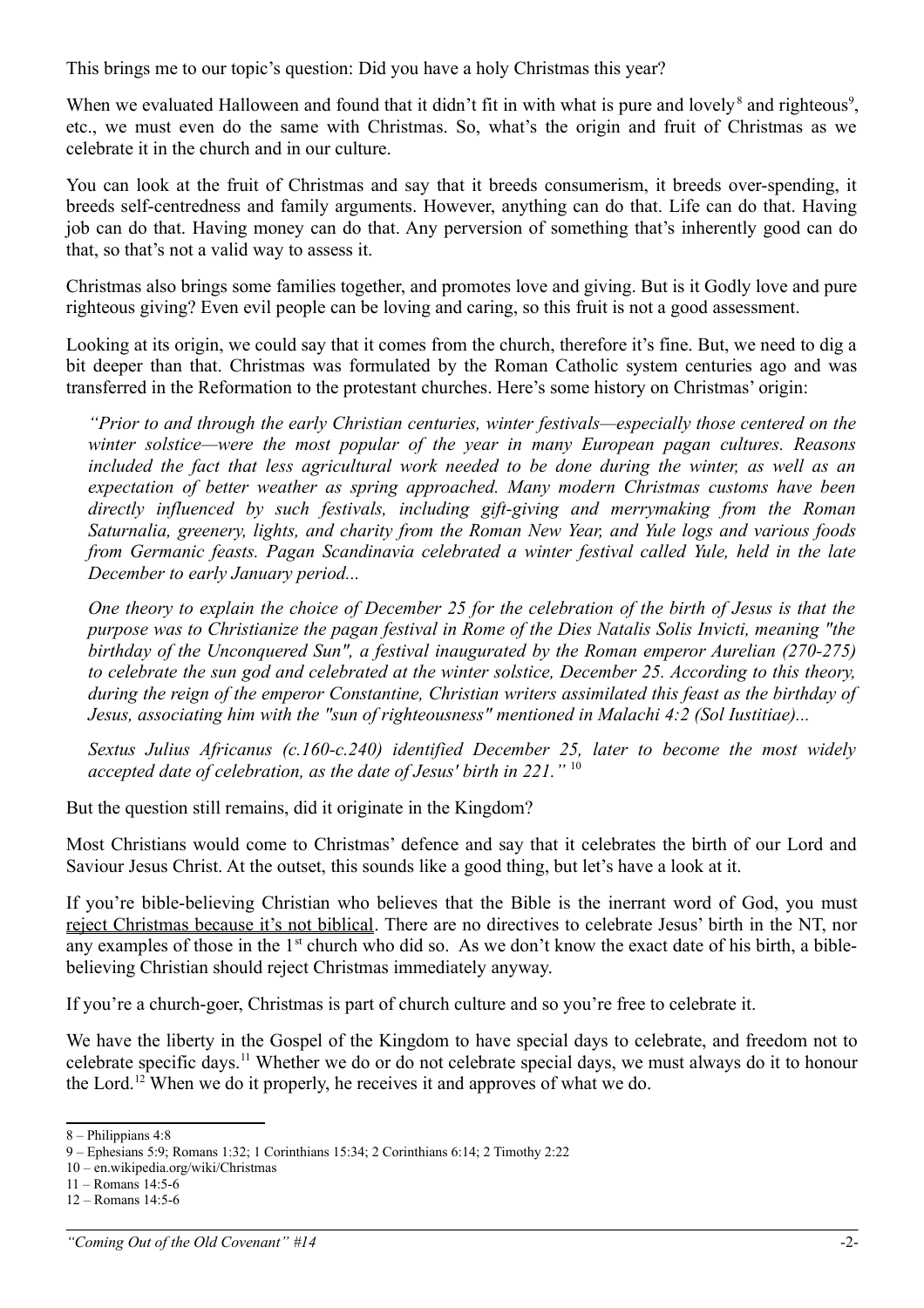This brings me to our topic's question: Did you have a holy Christmas this year?

When we evaluated Halloween and found that it didn't fit in with what is pure and lovely[8] and righteous[9], etc., we must even do the same with Christmas. So, what's the origin and fruit of Christmas as we celebrate it in the church and in our culture.

You can look at the fruit of Christmas and say that it breeds consumerism, it breeds over-spending, it breeds self-centredness and family arguments. However, anything can do that. Life can do that. Having job can do that. Having money can do that. Any perversion of something that's inherently good can do that, so that's not a valid way to assess it.

Christmas also brings some families together, and promotes love and giving. But is it Godly love and pure righteous giving? Even evil people can be loving and caring, so this fruit is not a good assessment.

Looking at its origin, we could say that it comes from the church, therefore it's fine. But, we need to dig a bit deeper than that. Christmas was formulated by the Roman Catholic system centuries ago and was transferred in the Reformation to the protestant churches. Here's some history on Christmas' origin:

> *"Prior to and through the early Christian centuries, winter festivals—especially those centered on the winter solstice—were the most popular of the year in many European pagan cultures. Reasons included the fact that less agricultural work needed to be done during the winter, as well as an expectation of better weather as spring approached. Many modern Christmas customs have been directly influenced by such festivals, including gift-giving and merrymaking from the Roman Saturnalia, greenery, lights, and charity from the Roman New Year, and Yule logs and various foods from Germanic feasts. Pagan Scandinavia celebrated a winter festival called Yule, held in the late December to early January period...*
>
> *One theory to explain the choice of December 25 for the celebration of the birth of Jesus is that the purpose was to Christianize the pagan festival in Rome of the Dies Natalis Solis Invicti, meaning "the birthday of the Unconquered Sun", a festival inaugurated by the Roman emperor Aurelian (270-275) to celebrate the sun god and celebrated at the winter solstice, December 25. According to this theory, during the reign of the emperor Constantine, Christian writers assimilated this feast as the birthday of Jesus, associating him with the "sun of righteousness" mentioned in Malachi 4:2 (Sol Iustitiae)...*
>
> *Sextus Julius Africanus (c.160-c.240) identified December 25, later to become the most widely accepted date of celebration, as the date of Jesus' birth in 221."* [10]

But the question still remains, did it originate in the Kingdom?

Most Christians would come to Christmas' defence and say that it celebrates the birth of our Lord and Saviour Jesus Christ. At the outset, this sounds like a good thing, but let's have a look at it.

If you're bible-believing Christian who believes that the Bible is the inerrant word of God, you must <u>reject Christmas because it's not biblical</u>. There are no directives to celebrate Jesus' birth in the NT, nor any examples of those in the 1st church who did so. As we don't know the exact date of his birth, a bible-believing Christian should reject Christmas immediately anyway.

If you're a church-goer, Christmas is part of church culture and so you're free to celebrate it.

We have the liberty in the Gospel of the Kingdom to have special days to celebrate, and freedom not to celebrate specific days.[11] Whether we do or do not celebrate special days, we must always do it to honour the Lord.[12] When we do it properly, he receives it and approves of what we do.

---

8 – Philippians 4:8

9 – Ephesians 5:9; Romans 1:32; 1 Corinthians 15:34; 2 Corinthians 6:14; 2 Timothy 2:22

10 – en.wikipedia.org/wiki/Christmas

11 – Romans 14:5-6

12 – Romans 14:5-6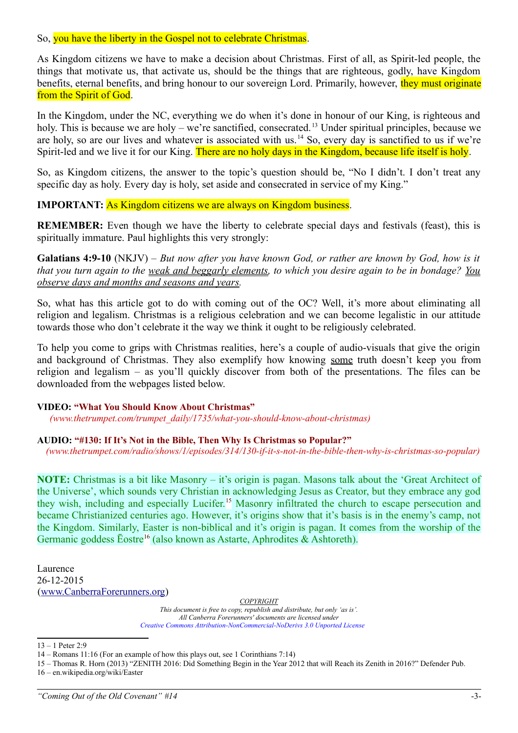So, you have the liberty in the Gospel not to celebrate Christmas.

As Kingdom citizens we have to make a decision about Christmas. First of all, as Spirit-led people, the things that motivate us, that activate us, should be the things that are righteous, godly, have Kingdom benefits, eternal benefits, and bring honour to our sovereign Lord. Primarily, however, they must originate from the Spirit of God.

In the Kingdom, under the NC, everything we do when it's done in honour of our King, is righteous and holy. This is because we are holy – we're sanctified, consecrated.[13] Under spiritual principles, because we are holy, so are our lives and whatever is associated with us.[14] So, every day is sanctified to us if we're Spirit-led and we live it for our King. There are no holy days in the Kingdom, because life itself is holy.

So, as Kingdom citizens, the answer to the topic's question should be, "No I didn't. I don't treat any specific day as holy. Every day is holy, set aside and consecrated in service of my King."

**IMPORTANT:** As Kingdom citizens we are always on Kingdom business.

**REMEMBER:** Even though we have the liberty to celebrate special days and festivals (feast), this is spiritually immature. Paul highlights this very strongly:

**Galatians 4:9-10** (NKJV) – *But now after you have known God, or rather are known by God, how is it that you turn again to the weak and beggarly elements, to which you desire again to be in bondage? You observe days and months and seasons and years.*

So, what has this article got to do with coming out of the OC? Well, it's more about eliminating all religion and legalism. Christmas is a religious celebration and we can become legalistic in our attitude towards those who don't celebrate it the way we think it ought to be religiously celebrated.

To help you come to grips with Christmas realities, here's a couple of audio-visuals that give the origin and background of Christmas. They also exemplify how knowing some truth doesn't keep you from religion and legalism – as you'll quickly discover from both of the presentations. The files can be downloaded from the webpages listed below.

**VIDEO: "What You Should Know About Christmas"**
*(www.thetrumpet.com/trumpet_daily/1735/what-you-should-know-about-christmas)*

**AUDIO: "#130: If It's Not in the Bible, Then Why Is Christmas so Popular?"**
*(www.thetrumpet.com/radio/shows/1/episodes/314/130-if-it-s-not-in-the-bible-then-why-is-christmas-so-popular)*

**NOTE:** Christmas is a bit like Masonry – it's origin is pagan. Masons talk about the 'Great Architect of the Universe', which sounds very Christian in acknowledging Jesus as Creator, but they embrace any god they wish, including and especially Lucifer.[15] Masonry infiltrated the church to escape persecution and became Christianized centuries ago. However, it's origins show that it's basis is in the enemy's camp, not the Kingdom. Similarly, Easter is non-biblical and it's origin is pagan. It comes from the worship of the Germanic goddess Ēostre[16] (also known as Astarte, Aphrodites & Ashtoreth).

Laurence
26-12-2015
(www.CanberraForerunners.org)

*COPYRIGHT*
*This document is free to copy, republish and distribute, but only 'as is'.*
*All Canberra Forerunners' documents are licensed under*
*Creative Commons Attribution-NonCommercial-NoDerivs 3.0 Unported License*

---

13 – 1 Peter 2:9
14 – Romans 11:16 (For an example of how this plays out, see 1 Corinthians 7:14)
15 – Thomas R. Horn (2013) "ZENITH 2016: Did Something Begin in the Year 2012 that will Reach its Zenith in 2016?" Defender Pub.
16 – en.wikipedia.org/wiki/Easter